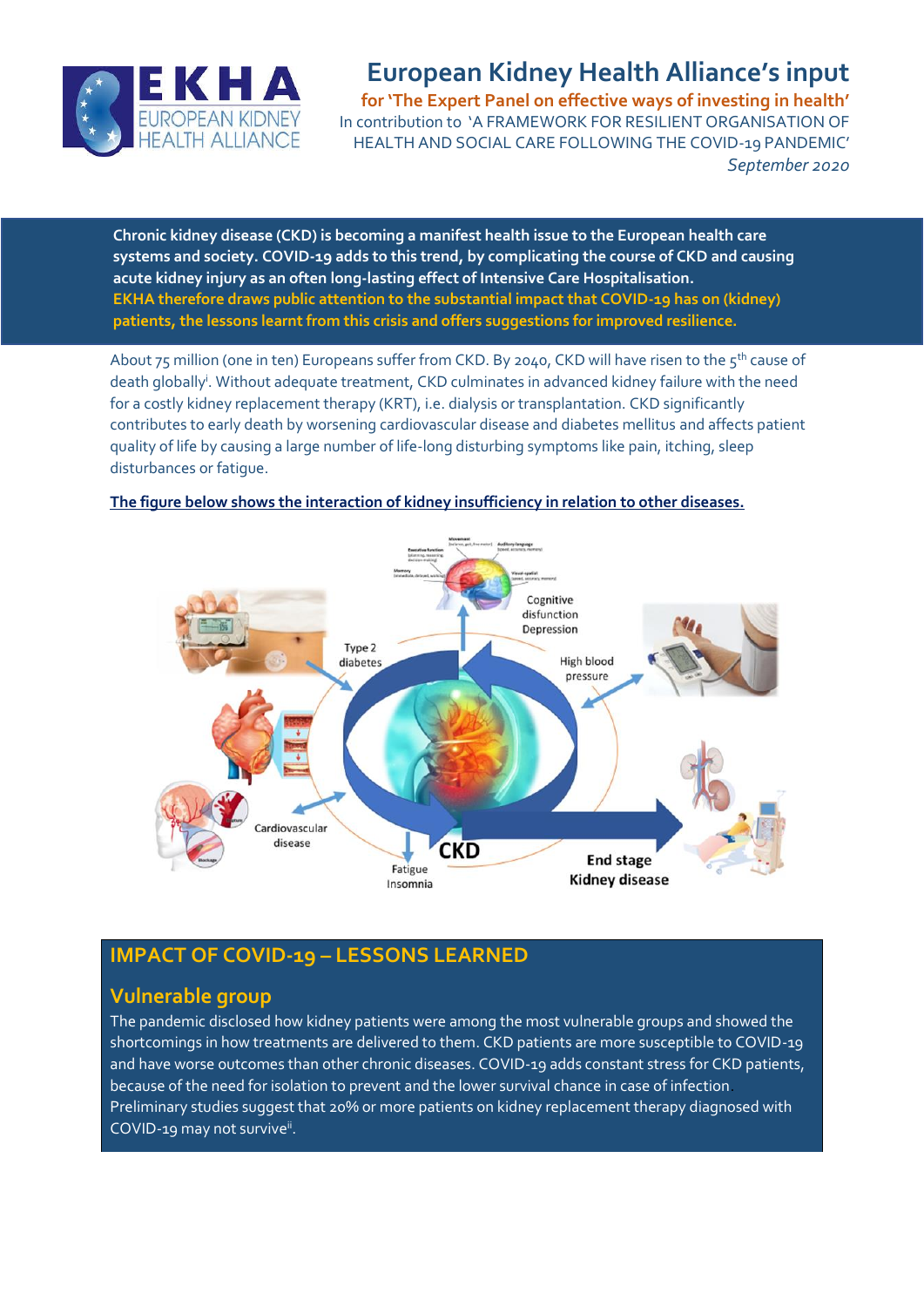# European Kidney Health Alliance's input

**for 'The Expert Panel on effective ways of investing in health'**

In contribution to 'A FRAMEWORK FOR RESILIENT ORGANISATION OF HEALTH AND SOCIAL CARE FOLLOWING THE COVID-19 PANDEMIC'

*September 2020*

**Chronic kidney disease (CKD) is becoming a manifest health issue to the European health care systems and society. COVID-19 adds to this trend, by complicating the course of CKD and causing acute kidney injury as an often long-lasting effect of Intensive Care Hospitalisation.**
**EKHA therefore draws public attention to the substantial impact that COVID-19 has on (kidney) patients, the lessons learnt from this crisis and offers suggestions for improved resilience.**

About 75 million (one in ten) Europeans suffer from CKD. By 2040, CKD will have risen to the 5th cause of death globally[i]. Without adequate treatment, CKD culminates in advanced kidney failure with the need for a costly kidney replacement therapy (KRT), i.e. dialysis or transplantation. CKD significantly contributes to early death by worsening cardiovascular disease and diabetes mellitus and affects patient quality of life by causing a large number of life-long disturbing symptoms like pain, itching, sleep disturbances or fatigue.

**The figure below shows the interaction of kidney insufficiency in relation to other diseases.**

## IMPACT OF COVID-19 – LESSONS LEARNED

### Vulnerable group

The pandemic disclosed how kidney patients were among the most vulnerable groups and showed the shortcomings in how treatments are delivered to them. CKD patients are more susceptible to COVID-19 and have worse outcomes than other chronic diseases. COVID-19 adds constant stress for CKD patients, because of the need for isolation to prevent and the lower survival chance in case of infection. Preliminary studies suggest that 20% or more patients on kidney replacement therapy diagnosed with COVID-19 may not survive[ii].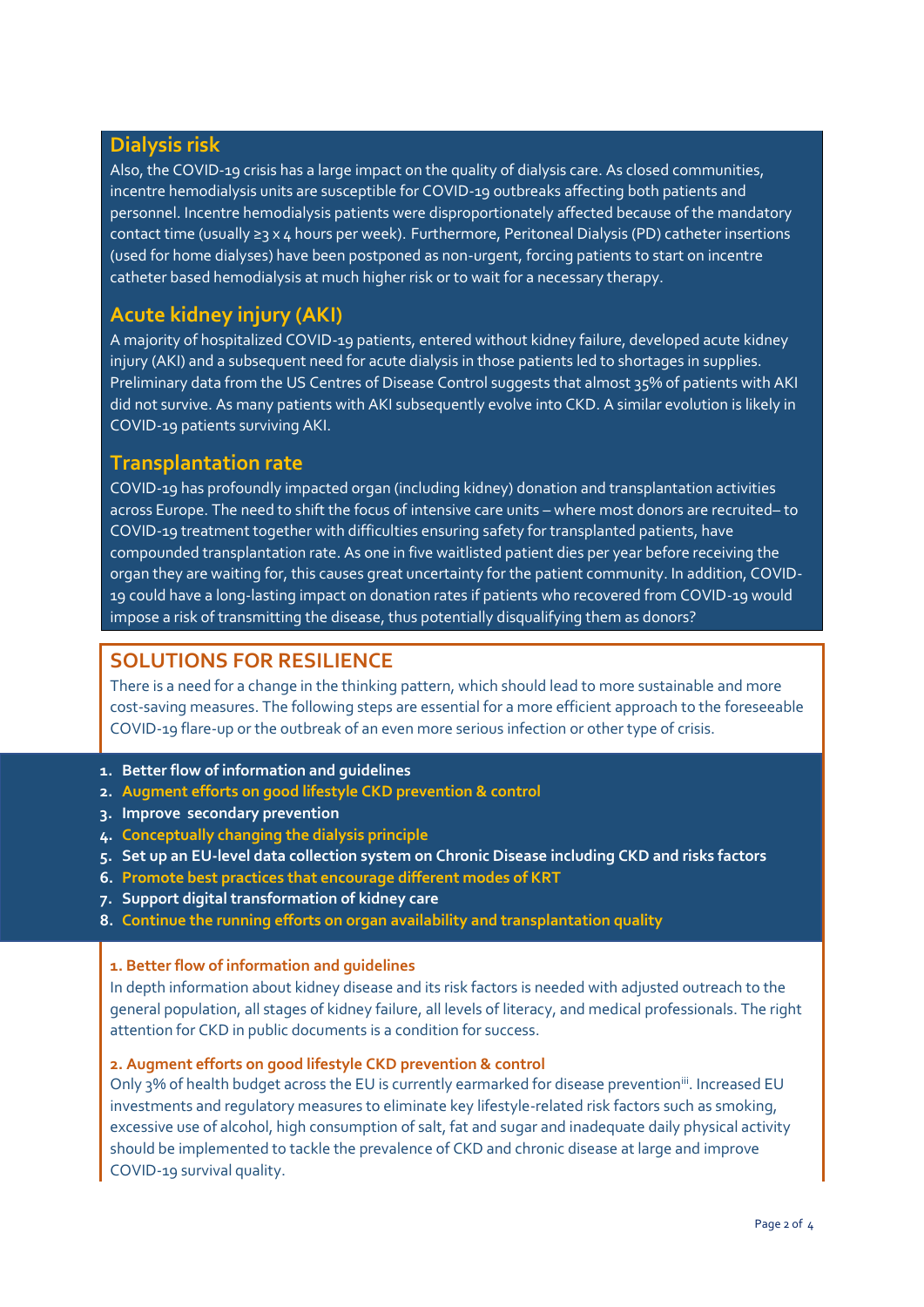## Dialysis risk

Also, the COVID-19 crisis has a large impact on the quality of dialysis care. As closed communities, incentre hemodialysis units are susceptible for COVID-19 outbreaks affecting both patients and personnel. Incentre hemodialysis patients were disproportionately affected because of the mandatory contact time (usually ≥3 x 4 hours per week). Furthermore, Peritoneal Dialysis (PD) catheter insertions (used for home dialyses) have been postponed as non-urgent, forcing patients to start on incentre catheter based hemodialysis at much higher risk or to wait for a necessary therapy.

## Acute kidney injury (AKI)

A majority of hospitalized COVID-19 patients, entered without kidney failure, developed acute kidney injury (AKI) and a subsequent need for acute dialysis in those patients led to shortages in supplies. Preliminary data from the US Centres of Disease Control suggests that almost 35% of patients with AKI did not survive. As many patients with AKI subsequently evolve into CKD. A similar evolution is likely in COVID-19 patients surviving AKI.

## Transplantation rate

COVID-19 has profoundly impacted organ (including kidney) donation and transplantation activities across Europe. The need to shift the focus of intensive care units – where most donors are recruited– to COVID-19 treatment together with difficulties ensuring safety for transplanted patients, have compounded transplantation rate. As one in five waitlisted patient dies per year before receiving the organ they are waiting for, this causes great uncertainty for the patient community. In addition, COVID-19 could have a long-lasting impact on donation rates if patients who recovered from COVID-19 would impose a risk of transmitting the disease, thus potentially disqualifying them as donors?

## SOLUTIONS FOR RESILIENCE

There is a need for a change in the thinking pattern, which should lead to more sustainable and more cost-saving measures. The following steps are essential for a more efficient approach to the foreseeable COVID-19 flare-up or the outbreak of an even more serious infection or other type of crisis.

1. **Better flow of information and guidelines**
2. **Augment efforts on good lifestyle CKD prevention & control**
3. **Improve secondary prevention**
4. **Conceptually changing the dialysis principle**
5. **Set up an EU-level data collection system on Chronic Disease including CKD and risks factors**
6. **Promote best practices that encourage different modes of KRT**
7. **Support digital transformation of kidney care**
8. **Continue the running efforts on organ availability and transplantation quality**

### 1. Better flow of information and guidelines

In depth information about kidney disease and its risk factors is needed with adjusted outreach to the general population, all stages of kidney failure, all levels of literacy, and medical professionals. The right attention for CKD in public documents is a condition for success.

### 2. Augment efforts on good lifestyle CKD prevention & control

Only 3% of health budget across the EU is currently earmarked for disease prevention[iii]. Increased EU investments and regulatory measures to eliminate key lifestyle-related risk factors such as smoking, excessive use of alcohol, high consumption of salt, fat and sugar and inadequate daily physical activity should be implemented to tackle the prevalence of CKD and chronic disease at large and improve COVID-19 survival quality.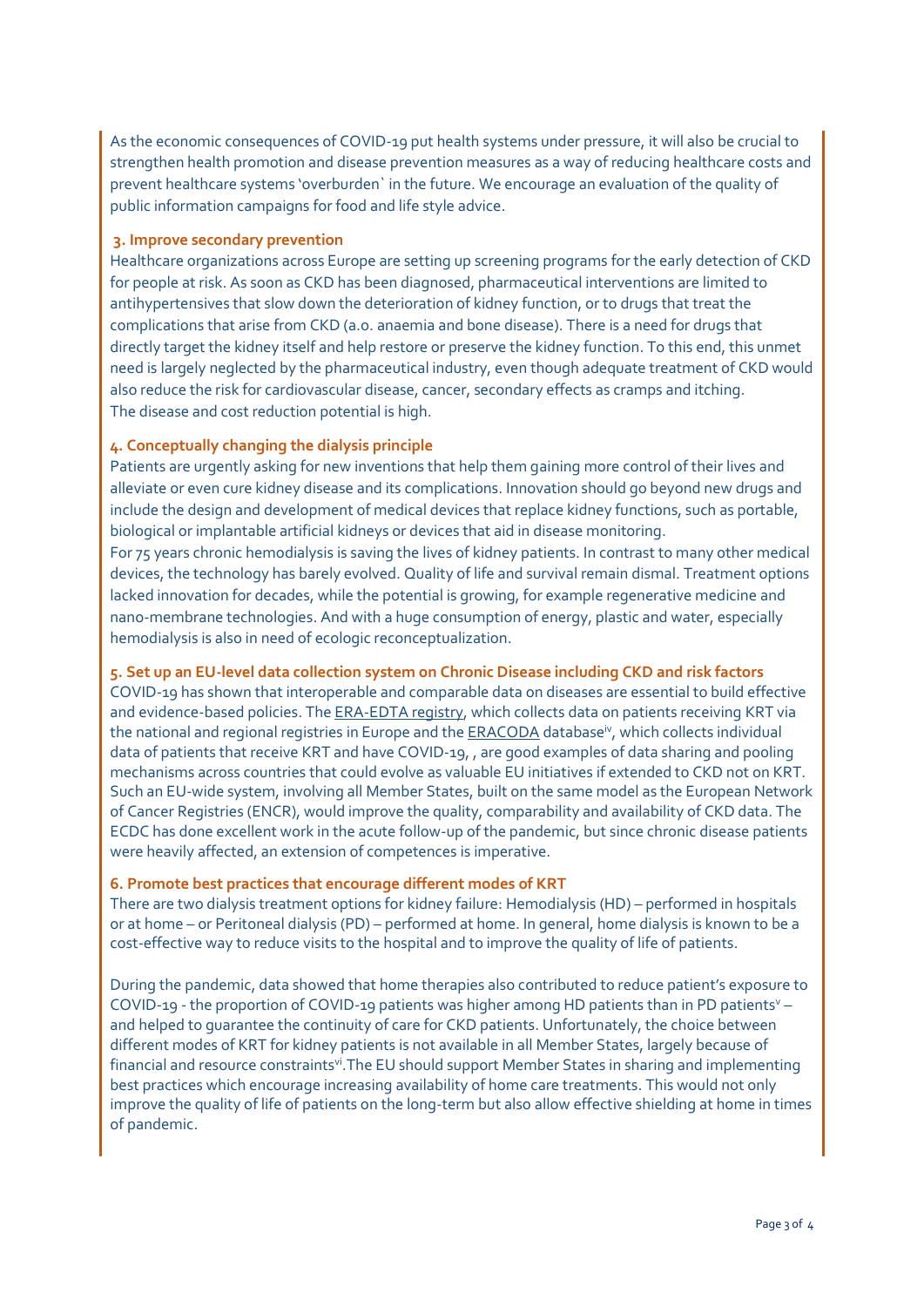As the economic consequences of COVID-19 put health systems under pressure, it will also be crucial to strengthen health promotion and disease prevention measures as a way of reducing healthcare costs and prevent healthcare systems 'overburden` in the future. We encourage an evaluation of the quality of public information campaigns for food and life style advice.

### 3. Improve secondary prevention

Healthcare organizations across Europe are setting up screening programs for the early detection of CKD for people at risk. As soon as CKD has been diagnosed, pharmaceutical interventions are limited to antihypertensives that slow down the deterioration of kidney function, or to drugs that treat the complications that arise from CKD (a.o. anaemia and bone disease). There is a need for drugs that directly target the kidney itself and help restore or preserve the kidney function. To this end, this unmet need is largely neglected by the pharmaceutical industry, even though adequate treatment of CKD would also reduce the risk for cardiovascular disease, cancer, secondary effects as cramps and itching. The disease and cost reduction potential is high.

### 4. Conceptually changing the dialysis principle

Patients are urgently asking for new inventions that help them gaining more control of their lives and alleviate or even cure kidney disease and its complications. Innovation should go beyond new drugs and include the design and development of medical devices that replace kidney functions, such as portable, biological or implantable artificial kidneys or devices that aid in disease monitoring.
For 75 years chronic hemodialysis is saving the lives of kidney patients. In contrast to many other medical devices, the technology has barely evolved. Quality of life and survival remain dismal. Treatment options lacked innovation for decades, while the potential is growing, for example regenerative medicine and nano-membrane technologies. And with a huge consumption of energy, plastic and water, especially hemodialysis is also in need of ecologic reconceptualization.

### 5. Set up an EU-level data collection system on Chronic Disease including CKD and risk factors

COVID-19 has shown that interoperable and comparable data on diseases are essential to build effective and evidence-based policies. The ERA-EDTA registry, which collects data on patients receiving KRT via the national and regional registries in Europe and the ERACODA database[iv], which collects individual data of patients that receive KRT and have COVID-19, , are good examples of data sharing and pooling mechanisms across countries that could evolve as valuable EU initiatives if extended to CKD not on KRT. Such an EU-wide system, involving all Member States, built on the same model as the European Network of Cancer Registries (ENCR), would improve the quality, comparability and availability of CKD data. The ECDC has done excellent work in the acute follow-up of the pandemic, but since chronic disease patients were heavily affected, an extension of competences is imperative.

### 6. Promote best practices that encourage different modes of KRT

There are two dialysis treatment options for kidney failure: Hemodialysis (HD) – performed in hospitals or at home – or Peritoneal dialysis (PD) – performed at home. In general, home dialysis is known to be a cost-effective way to reduce visits to the hospital and to improve the quality of life of patients.

During the pandemic, data showed that home therapies also contributed to reduce patient's exposure to COVID-19 - the proportion of COVID-19 patients was higher among HD patients than in PD patients[v] – and helped to guarantee the continuity of care for CKD patients. Unfortunately, the choice between different modes of KRT for kidney patients is not available in all Member States, largely because of financial and resource constraints[vi].The EU should support Member States in sharing and implementing best practices which encourage increasing availability of home care treatments. This would not only improve the quality of life of patients on the long-term but also allow effective shielding at home in times of pandemic.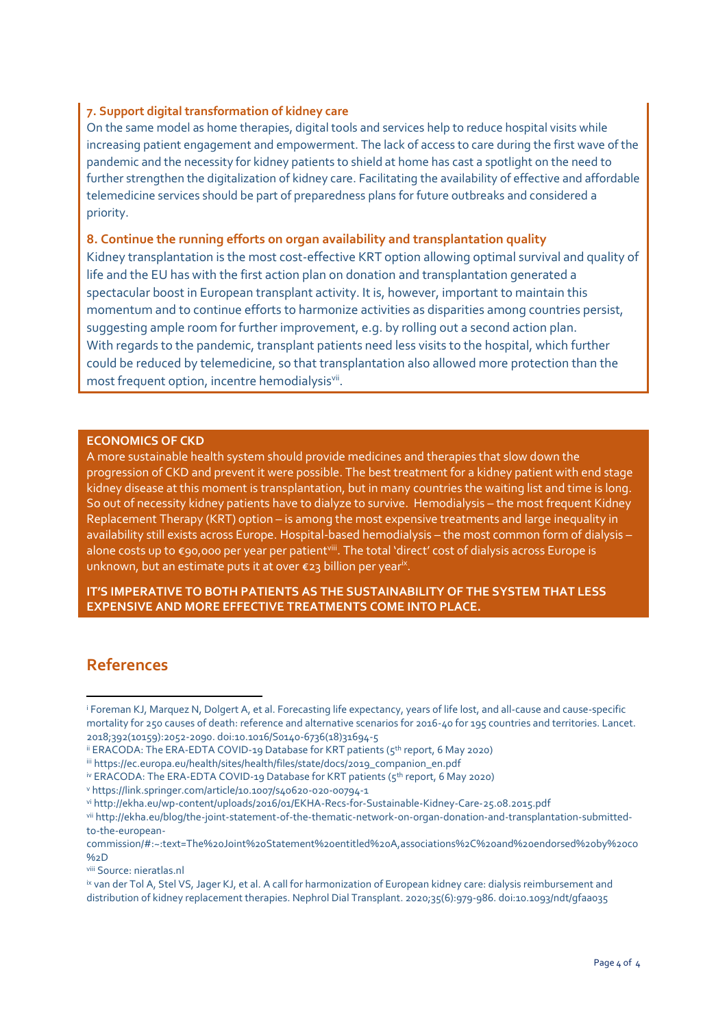### 7. Support digital transformation of kidney care

On the same model as home therapies, digital tools and services help to reduce hospital visits while increasing patient engagement and empowerment. The lack of access to care during the first wave of the pandemic and the necessity for kidney patients to shield at home has cast a spotlight on the need to further strengthen the digitalization of kidney care. Facilitating the availability of effective and affordable telemedicine services should be part of preparedness plans for future outbreaks and considered a priority.

### 8. Continue the running efforts on organ availability and transplantation quality

Kidney transplantation is the most cost-effective KRT option allowing optimal survival and quality of life and the EU has with the first action plan on donation and transplantation generated a spectacular boost in European transplant activity. It is, however, important to maintain this momentum and to continue efforts to harmonize activities as disparities among countries persist, suggesting ample room for further improvement, e.g. by rolling out a second action plan.
With regards to the pandemic, transplant patients need less visits to the hospital, which further could be reduced by telemedicine, so that transplantation also allowed more protection than the most frequent option, incentre hemodialysis[vii].

**ECONOMICS OF CKD**

A more sustainable health system should provide medicines and therapies that slow down the progression of CKD and prevent it were possible. The best treatment for a kidney patient with end stage kidney disease at this moment is transplantation, but in many countries the waiting list and time is long. So out of necessity kidney patients have to dialyze to survive. Hemodialysis – the most frequent Kidney Replacement Therapy (KRT) option – is among the most expensive treatments and large inequality in availability still exists across Europe. Hospital-based hemodialysis – the most common form of dialysis – alone costs up to €90,000 per year per patient[viii]. The total 'direct' cost of dialysis across Europe is unknown, but an estimate puts it at over €23 billion per year[ix].

**IT'S IMPERATIVE TO BOTH PATIENTS AS THE SUSTAINABILITY OF THE SYSTEM THAT LESS EXPENSIVE AND MORE EFFECTIVE TREATMENTS COME INTO PLACE.**

## References

[i] Foreman KJ, Marquez N, Dolgert A, et al. Forecasting life expectancy, years of life lost, and all-cause and cause-specific mortality for 250 causes of death: reference and alternative scenarios for 2016-40 for 195 countries and territories. Lancet. 2018;392(10159):2052-2090. doi:10.1016/S0140-6736(18)31694-5

[ii] ERACODA: The ERA-EDTA COVID-19 Database for KRT patients (5th report, 6 May 2020)

[iii] https://ec.europa.eu/health/sites/health/files/state/docs/2019_companion_en.pdf

[iv] ERACODA: The ERA-EDTA COVID-19 Database for KRT patients (5th report, 6 May 2020)

[v] https://link.springer.com/article/10.1007/s40620-020-00794-1

[vi] http://ekha.eu/wp-content/uploads/2016/01/EKHA-Recs-for-Sustainable-Kidney-Care-25.08.2015.pdf

[vii] http://ekha.eu/blog/the-joint-statement-of-the-thematic-network-on-organ-donation-and-transplantation-submitted-to-the-european-commission/#:~:text=The%20Joint%20Statement%20entitled%20A,associations%2C%20and%20endorsed%20by%20co%2D

[viii] Source: nieratlas.nl

[ix] van der Tol A, Stel VS, Jager KJ, et al. A call for harmonization of European kidney care: dialysis reimbursement and distribution of kidney replacement therapies. Nephrol Dial Transplant. 2020;35(6):979-986. doi:10.1093/ndt/gfaa035